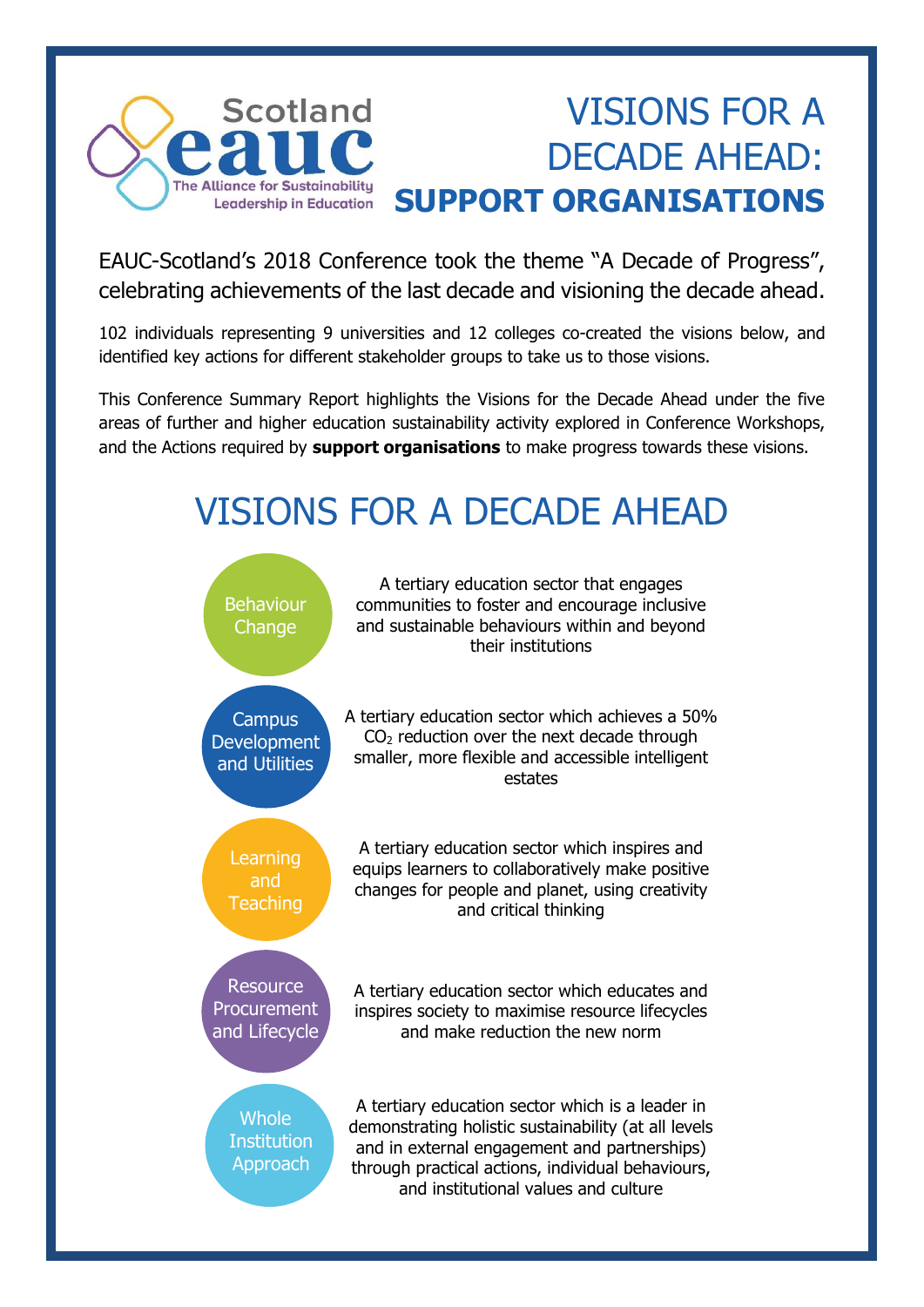Scotland eauc — The Alliance for Sustainability Leadership in Education

# VISIONS FOR A DECADE AHEAD: **SUPPORT ORGANISATIONS**

EAUC-Scotland's 2018 Conference took the theme "A Decade of Progress", celebrating achievements of the last decade and visioning the decade ahead.

102 individuals representing 9 universities and 12 colleges co-created the visions below, and identified key actions for different stakeholder groups to take us to those visions.

This Conference Summary Report highlights the Visions for the Decade Ahead under the five areas of further and higher education sustainability activity explored in Conference Workshops, and the Actions required by **support organisations** to make progress towards these visions.

## VISIONS FOR A DECADE AHEAD

**Behaviour Change**
A tertiary education sector that engages communities to foster and encourage inclusive and sustainable behaviours within and beyond their institutions

**Campus Development and Utilities**
A tertiary education sector which achieves a 50% $CO_2$ reduction over the next decade through smaller, more flexible and accessible intelligent estates

**Learning and Teaching**
A tertiary education sector which inspires and equips learners to collaboratively make positive changes for people and planet, using creativity and critical thinking

**Resource Procurement and Lifecycle**
A tertiary education sector which educates and inspires society to maximise resource lifecycles and make reduction the new norm

**Whole Institution Approach**
A tertiary education sector which is a leader in demonstrating holistic sustainability (at all levels and in external engagement and partnerships) through practical actions, individual behaviours, and institutional values and culture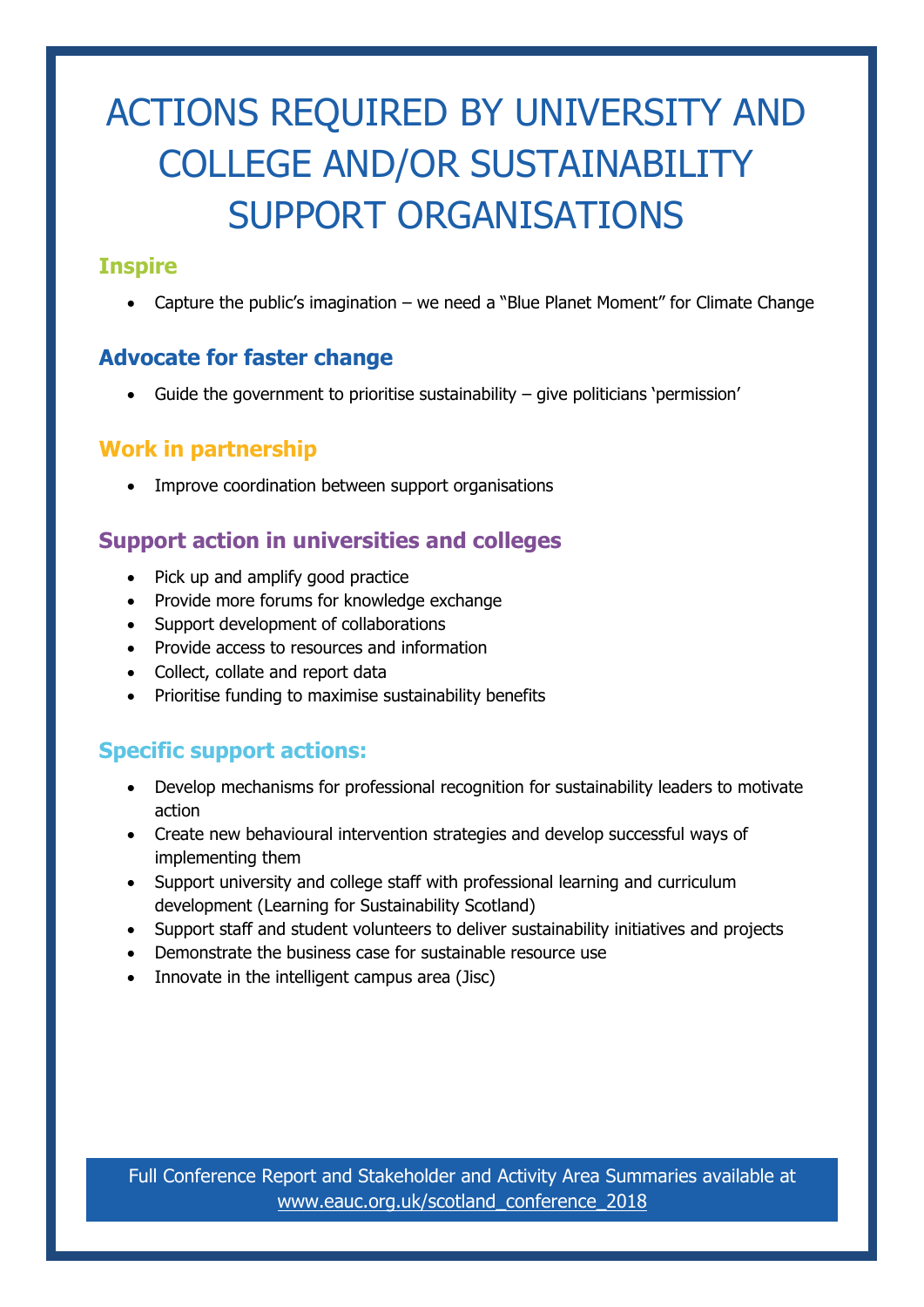# ACTIONS REQUIRED BY UNIVERSITY AND COLLEGE AND/OR SUSTAINABILITY SUPPORT ORGANISATIONS

## Inspire

- Capture the public's imagination – we need a "Blue Planet Moment" for Climate Change

## Advocate for faster change

- Guide the government to prioritise sustainability – give politicians 'permission'

## Work in partnership

- Improve coordination between support organisations

## Support action in universities and colleges

- Pick up and amplify good practice
- Provide more forums for knowledge exchange
- Support development of collaborations
- Provide access to resources and information
- Collect, collate and report data
- Prioritise funding to maximise sustainability benefits

## Specific support actions:

- Develop mechanisms for professional recognition for sustainability leaders to motivate action
- Create new behavioural intervention strategies and develop successful ways of implementing them
- Support university and college staff with professional learning and curriculum development (Learning for Sustainability Scotland)
- Support staff and student volunteers to deliver sustainability initiatives and projects
- Demonstrate the business case for sustainable resource use
- Innovate in the intelligent campus area (Jisc)

Full Conference Report and Stakeholder and Activity Area Summaries available at www.eauc.org.uk/scotland_conference_2018